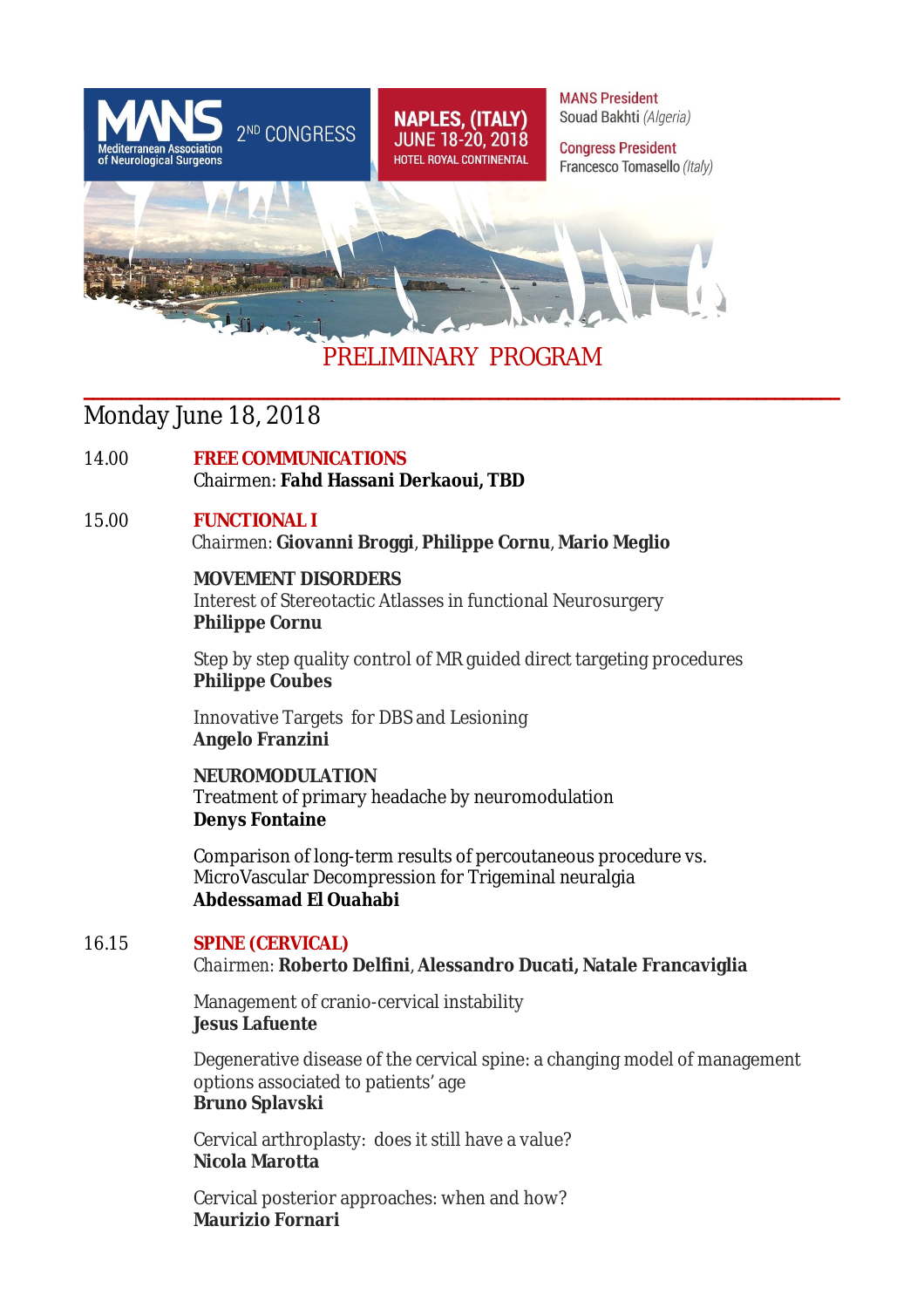**MANS** Mediterranean Association of Neurological Surgeons — 2[ND] CONGRESS

**NAPLES, (ITALY)**
**JUNE 18-20, 2018**
HOTEL ROYAL CONTINENTAL

MANS President
Souad Bakhti *(Algeria)*

Congress President
Francesco Tomasello *(Italy)*

# PRELIMINARY PROGRAM

## Monday June 18, 2018

14.00 **FREE COMMUNICATIONS**
Chairmen: **Fahd Hassani Derkaoui, TBD**

15.00 **FUNCTIONAL I**
Chairmen: **Giovanni Broggi**, **Philippe Cornu**, **Mario Meglio**

**MOVEMENT DISORDERS**
Interest of Stereotactic Atlasses in functional Neurosurgery
**Philippe Cornu**

Step by step quality control of MR guided direct targeting procedures
**Philippe Coubes**

Innovative Targets for DBS and Lesioning
**Angelo Franzini**

**NEUROMODULATION**
Treatment of primary headache by neuromodulation
**Denys Fontaine**

Comparison of long-term results of percoutaneous procedure vs. MicroVascular Decompression for Trigeminal neuralgia
**Abdessamad El Ouahabi**

16.15 **SPINE (CERVICAL)**
Chairmen: **Roberto Delfini**, **Alessandro Ducati, Natale Francaviglia**

Management of cranio-cervical instability
**Jesus Lafuente**

Degenerative disease of the cervical spine: a changing model of management options associated to patients' age
**Bruno Splavski**

Cervical arthroplasty: does it still have a value?
**Nicola Marotta**

Cervical posterior approaches: when and how?
**Maurizio Fornari**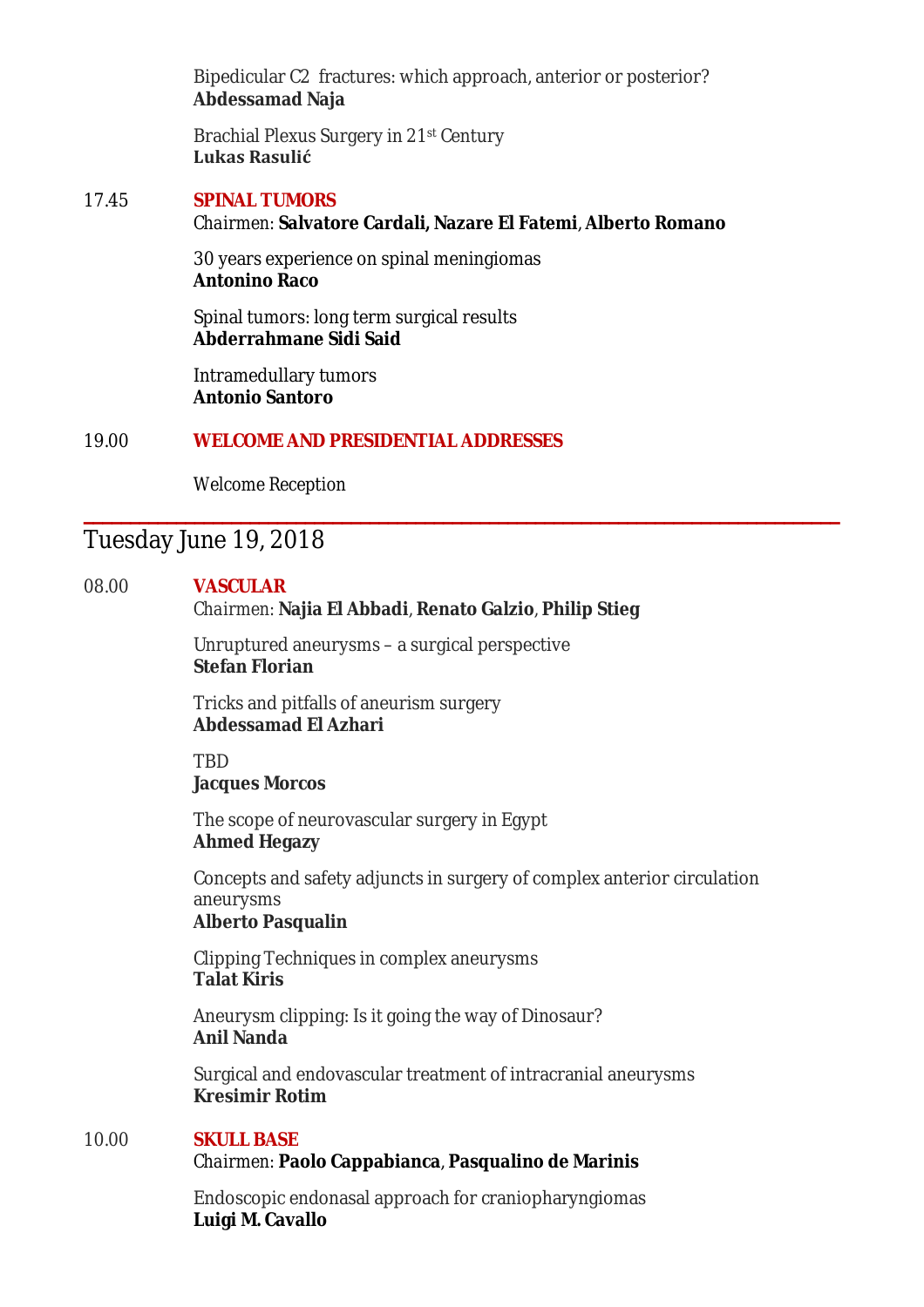Bipedicular C2 fractures: which approach, anterior or posterior?
**Abdessamad Naja**

Brachial Plexus Surgery in 21st Century
**Lukas Rasulić**

17.45 **SPINAL TUMORS**
Chairmen: **Salvatore Cardali, Nazare El Fatemi**, **Alberto Romano**

30 years experience on spinal meningiomas
**Antonino Raco**

Spinal tumors: long term surgical results
**Abderrahmane Sidi Said**

Intramedullary tumors
**Antonio Santoro**

19.00 **WELCOME AND PRESIDENTIAL ADDRESSES**

Welcome Reception

---

## Tuesday June 19, 2018

08.00 **VASCULAR**
Chairmen: **Najia El Abbadi**, **Renato Galzio**, **Philip Stieg**

Unruptured aneurysms – a surgical perspective
**Stefan Florian**

Tricks and pitfalls of aneurism surgery
**Abdessamad El Azhari**

TBD
**Jacques Morcos**

The scope of neurovascular surgery in Egypt
**Ahmed Hegazy**

Concepts and safety adjuncts in surgery of complex anterior circulation aneurysms
**Alberto Pasqualin**

Clipping Techniques in complex aneurysms
**Talat Kiris**

Aneurysm clipping: Is it going the way of Dinosaur?
**Anil Nanda**

Surgical and endovascular treatment of intracranial aneurysms
**Kresimir Rotim**

10.00 **SKULL BASE**
Chairmen: **Paolo Cappabianca**, **Pasqualino de Marinis**

Endoscopic endonasal approach for craniopharyngiomas
**Luigi M. Cavallo**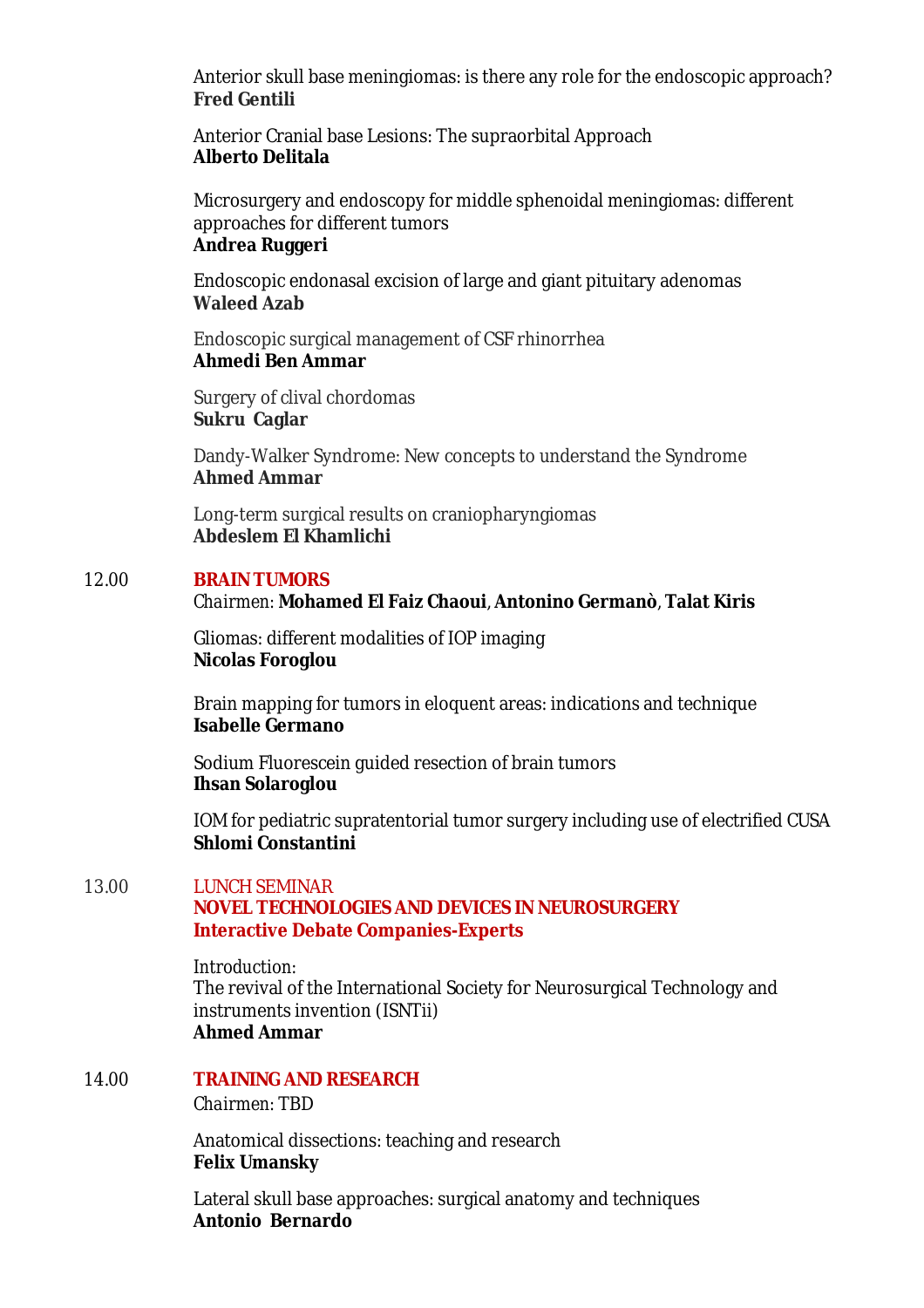Anterior skull base meningiomas: is there any role for the endoscopic approach?
**Fred Gentili**

Anterior Cranial base Lesions: The supraorbital Approach
**Alberto Delitala**

Microsurgery and endoscopy for middle sphenoidal meningiomas: different approaches for different tumors
**Andrea Ruggeri**

Endoscopic endonasal excision of large and giant pituitary adenomas
**Waleed Azab**

Endoscopic surgical management of CSF rhinorrhea
**Ahmedi Ben Ammar**

Surgery of clival chordomas
**Sukru Caglar**

Dandy-Walker Syndrome: New concepts to understand the Syndrome
**Ahmed Ammar**

Long-term surgical results on craniopharyngiomas
**Abdeslem El Khamlichi**

12.00 **BRAIN TUMORS**
*Chairmen:* **Mohamed El Faiz Chaoui**, **Antonino Germanò**, **Talat Kiris**

Gliomas: different modalities of IOP imaging
**Nicolas Foroglou**

Brain mapping for tumors in eloquent areas: indications and technique
**Isabelle Germano**

Sodium Fluorescein guided resection of brain tumors
**Ihsan Solaroglou**

IOM for pediatric supratentorial tumor surgery including use of electrified CUSA
**Shlomi Constantini**

13.00 LUNCH SEMINAR
**NOVEL TECHNOLOGIES AND DEVICES IN NEUROSURGERY**
**Interactive Debate Companies-Experts**

Introduction:
The revival of the International Society for Neurosurgical Technology and instruments invention (ISNTii)
**Ahmed Ammar**

14.00 **TRAINING AND RESEARCH**
*Chairmen:* TBD

Anatomical dissections: teaching and research
**Felix Umansky**

Lateral skull base approaches: surgical anatomy and techniques
**Antonio Bernardo**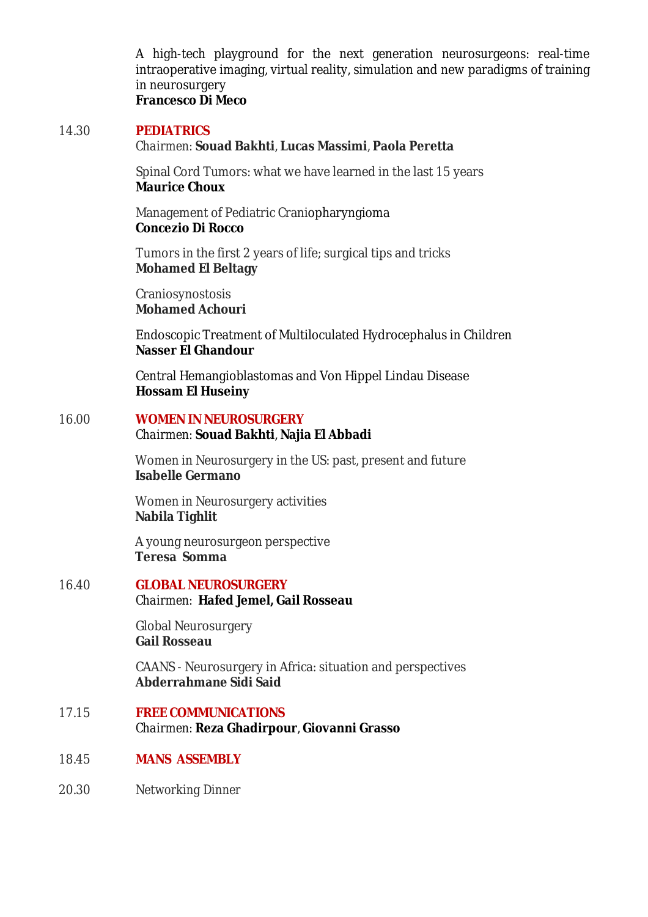A high-tech playground for the next generation neurosurgeons: real-time intraoperative imaging, virtual reality, simulation and new paradigms of training in neurosurgery
**Francesco Di Meco**

14.30 **PEDIATRICS**
Chairmen: **Souad Bakhti**, **Lucas Massimi**, **Paola Peretta**

Spinal Cord Tumors: what we have learned in the last 15 years
**Maurice Choux**

Management of Pediatric Craniopharyngioma
**Concezio Di Rocco**

Tumors in the first 2 years of life; surgical tips and tricks
**Mohamed El Beltagy**

Craniosynostosis
**Mohamed Achouri**

Endoscopic Treatment of Multiloculated Hydrocephalus in Children
**Nasser El Ghandour**

Central Hemangioblastomas and Von Hippel Lindau Disease
**Hossam El Huseiny**

16.00 **WOMEN IN NEUROSURGERY**
Chairmen: **Souad Bakhti**, **Najia El Abbadi**

Women in Neurosurgery in the US: past, present and future
**Isabelle Germano**

Women in Neurosurgery activities
**Nabila Tighlit**

A young neurosurgeon perspective
**Teresa Somma**

16.40 **GLOBAL NEUROSURGERY**
Chairmen: **Hafed Jemel, Gail Rosseau**

Global Neurosurgery
**Gail Rosseau**

CAANS - Neurosurgery in Africa: situation and perspectives
**Abderrahmane Sidi Said**

17.15 **FREE COMMUNICATIONS**
Chairmen: **Reza Ghadirpour**, **Giovanni Grasso**

18.45 **MANS ASSEMBLY**

20.30 Networking Dinner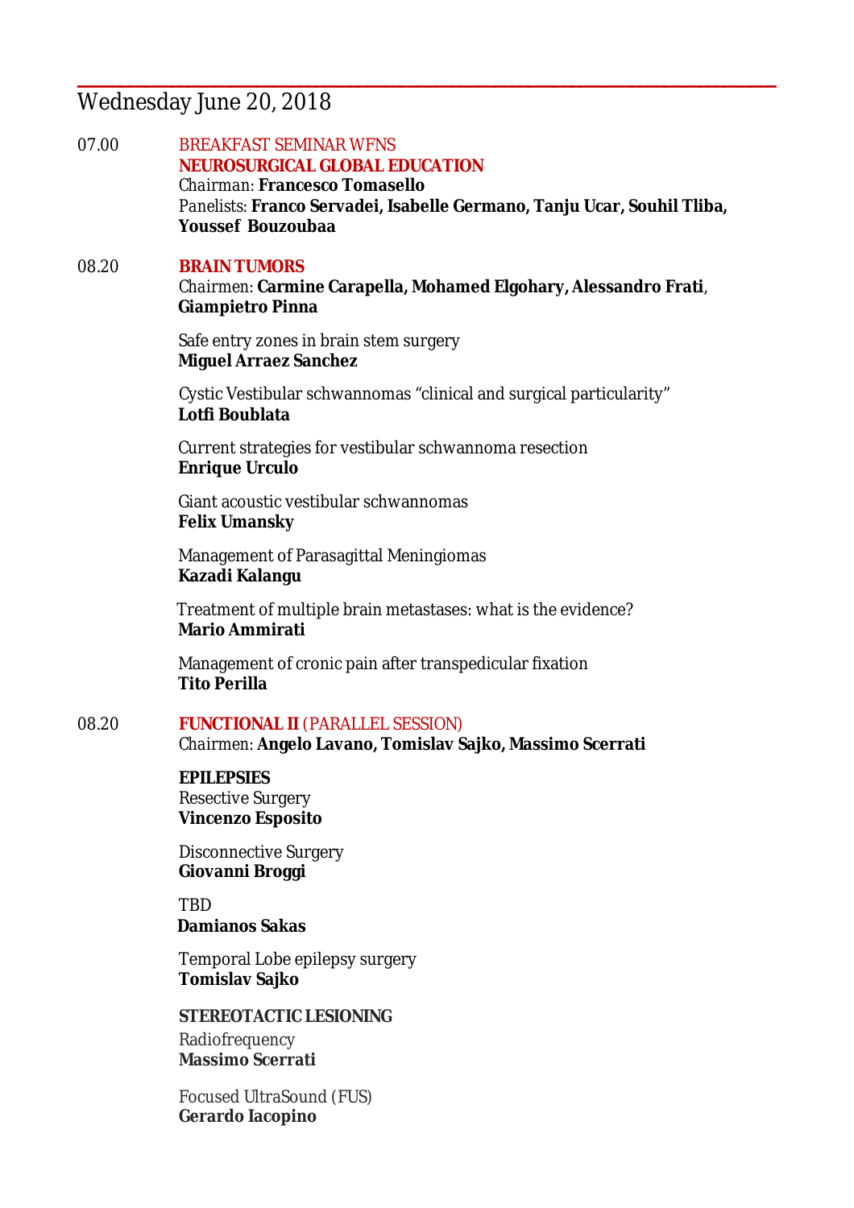## Wednesday June 20, 2018

07.00 BREAKFAST SEMINAR WFNS
**NEUROSURGICAL GLOBAL EDUCATION**
Chairman: **Francesco Tomasello**
Panelists: **Franco Servadei, Isabelle Germano, Tanju Ucar, Souhil Tliba, Youssef Bouzoubaa**

08.20 **BRAIN TUMORS**
Chairmen: **Carmine Carapella, Mohamed Elgohary, Alessandro Frati**, **Giampietro Pinna**

Safe entry zones in brain stem surgery
**Miguel Arraez Sanchez**

Cystic Vestibular schwannomas "clinical and surgical particularity"
**Lotfi Boublata**

Current strategies for vestibular schwannoma resection
**Enrique Urculo**

Giant acoustic vestibular schwannomas
**Felix Umansky**

Management of Parasagittal Meningiomas
**Kazadi Kalangu**

Treatment of multiple brain metastases: what is the evidence?
**Mario Ammirati**

Management of cronic pain after transpedicular fixation
**Tito Perilla**

08.20 **FUNCTIONAL II** (PARALLEL SESSION)
Chairmen: **Angelo Lavano, Tomislav Sajko, Massimo Scerrati**

**EPILEPSIES**
Resective Surgery
**Vincenzo Esposito**

Disconnective Surgery
**Giovanni Broggi**

TBD
**Damianos Sakas**

Temporal Lobe epilepsy surgery
**Tomislav Sajko**

**STEREOTACTIC LESIONING**
Radiofrequency
**Massimo Scerrati**

Focused UltraSound (FUS)
**Gerardo Iacopino**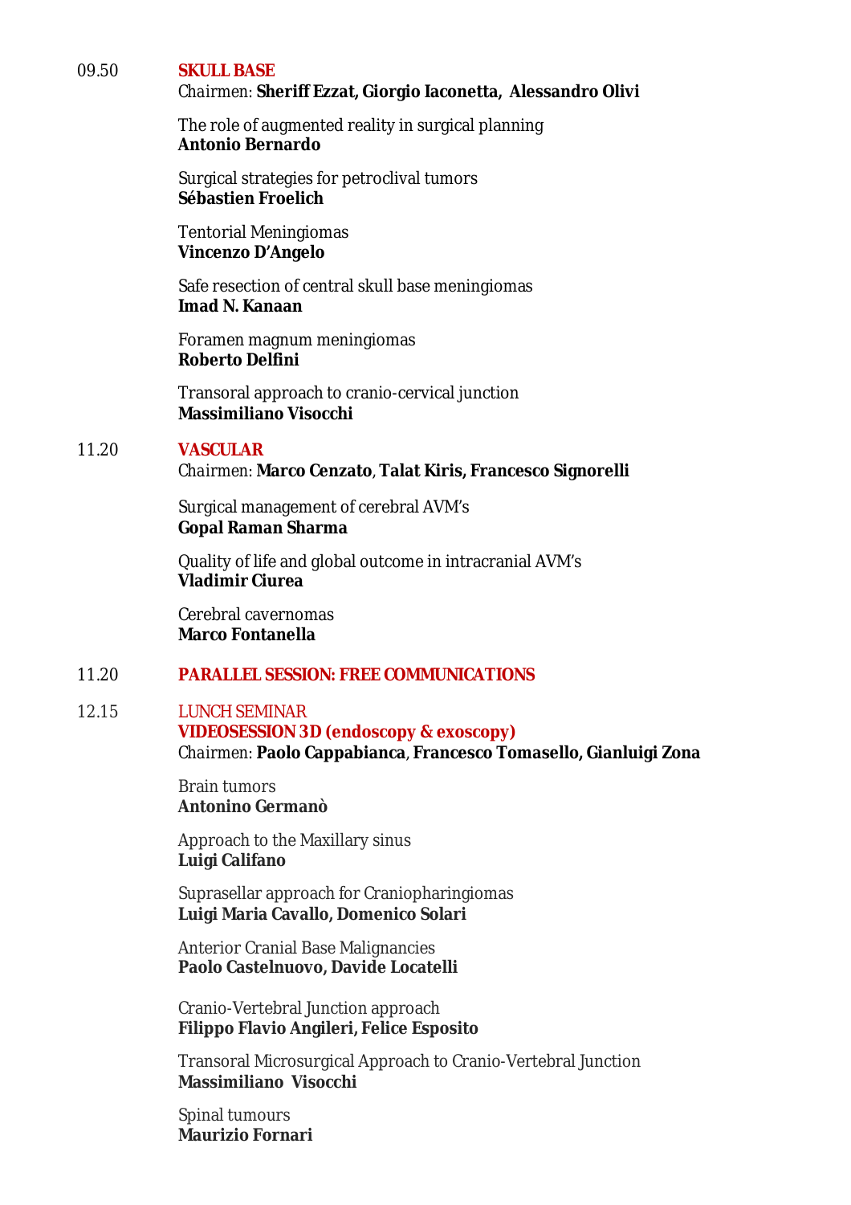09.50 **SKULL BASE**

Chairmen: **Sheriff Ezzat, Giorgio Iaconetta, Alessandro Olivi**

The role of augmented reality in surgical planning
**Antonio Bernardo**

Surgical strategies for petroclival tumors
**Sébastien Froelich**

Tentorial Meningiomas
**Vincenzo D'Angelo**

Safe resection of central skull base meningiomas
**Imad N. Kanaan**

Foramen magnum meningiomas
**Roberto Delfini**

Transoral approach to cranio-cervical junction
**Massimiliano Visocchi**

11.20 **VASCULAR**

Chairmen: **Marco Cenzato**, **Talat Kiris, Francesco Signorelli**

Surgical management of cerebral AVM's
**Gopal Raman Sharma**

Quality of life and global outcome in intracranial AVM's
**Vladimir Ciurea**

Cerebral cavernomas
**Marco Fontanella**

11.20 **PARALLEL SESSION: FREE COMMUNICATIONS**

12.15 LUNCH SEMINAR

**VIDEOSESSION 3D (endoscopy & exoscopy)**

Chairmen: **Paolo Cappabianca**, **Francesco Tomasello, Gianluigi Zona**

Brain tumors
**Antonino Germanò**

Approach to the Maxillary sinus
**Luigi Califano**

Suprasellar approach for Craniopharingiomas
**Luigi Maria Cavallo, Domenico Solari**

Anterior Cranial Base Malignancies
**Paolo Castelnuovo, Davide Locatelli**

Cranio-Vertebral Junction approach
**Filippo Flavio Angileri, Felice Esposito**

Transoral Microsurgical Approach to Cranio-Vertebral Junction
**Massimiliano Visocchi**

Spinal tumours
**Maurizio Fornari**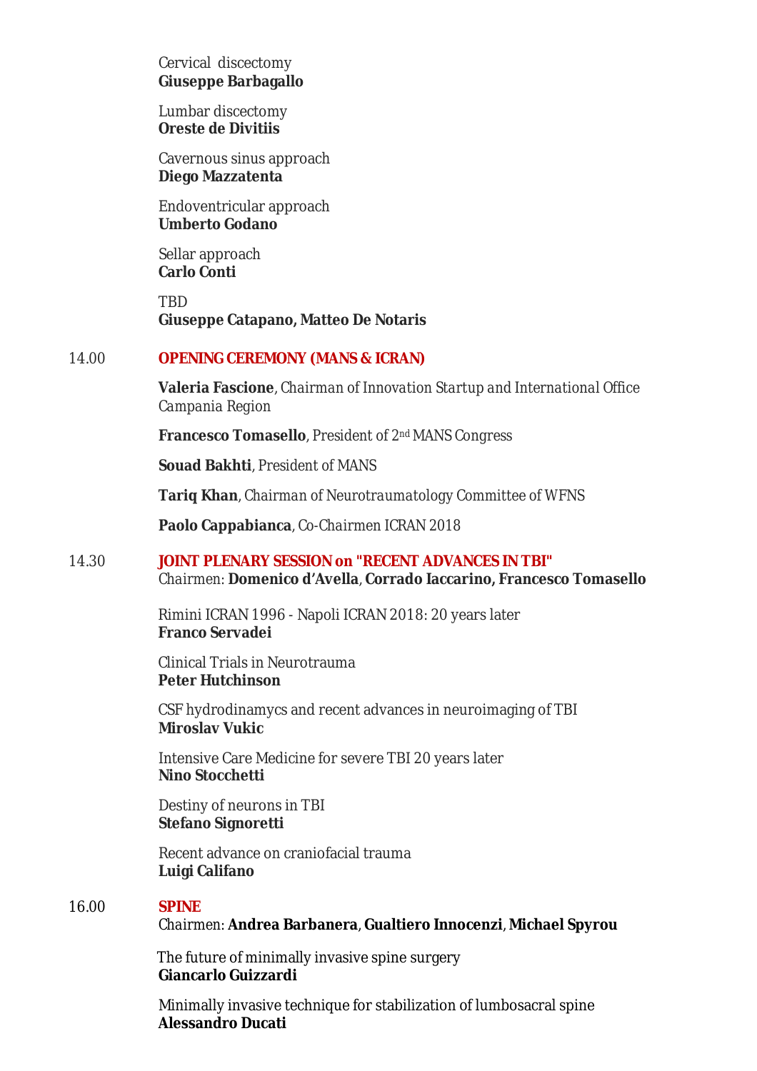Cervical discectomy
**Giuseppe Barbagallo**

Lumbar discectomy
**Oreste de Divitiis**

Cavernous sinus approach
**Diego Mazzatenta**

Endoventricular approach
**Umberto Godano**

Sellar approach
**Carlo Conti**

TBD
**Giuseppe Catapano, Matteo De Notaris**

14.00 **OPENING CEREMONY (MANS & ICRAN)**

**Valeria Fascione**, *Chairman of Innovation Startup and International Office Campania Region*

**Francesco Tomasello**, President of 2nd MANS Congress

**Souad Bakhti**, President of MANS

**Tariq Khan**, *Chairman of Neurotraumatology Committee of WFNS*

**Paolo Cappabianca**, Co-Chairmen ICRAN 2018

14.30 **JOINT PLENARY SESSION on "RECENT ADVANCES IN TBI"**
Chairmen: **Domenico d'Avella**, **Corrado Iaccarino, Francesco Tomasello**

Rimini ICRAN 1996 - Napoli ICRAN 2018: 20 years later
**Franco Servadei**

Clinical Trials in Neurotrauma
**Peter Hutchinson**

CSF hydrodinamycs and recent advances in neuroimaging of TBI
**Miroslav Vukic**

Intensive Care Medicine for severe TBI 20 years later
**Nino Stocchetti**

Destiny of neurons in TBI
**Stefano Signoretti**

Recent advance on craniofacial trauma
**Luigi Califano**

16.00 **SPINE**
Chairmen: **Andrea Barbanera**, **Gualtiero Innocenzi**, **Michael Spyrou**

The future of minimally invasive spine surgery
**Giancarlo Guizzardi**

Minimally invasive technique for stabilization of lumbosacral spine
**Alessandro Ducati**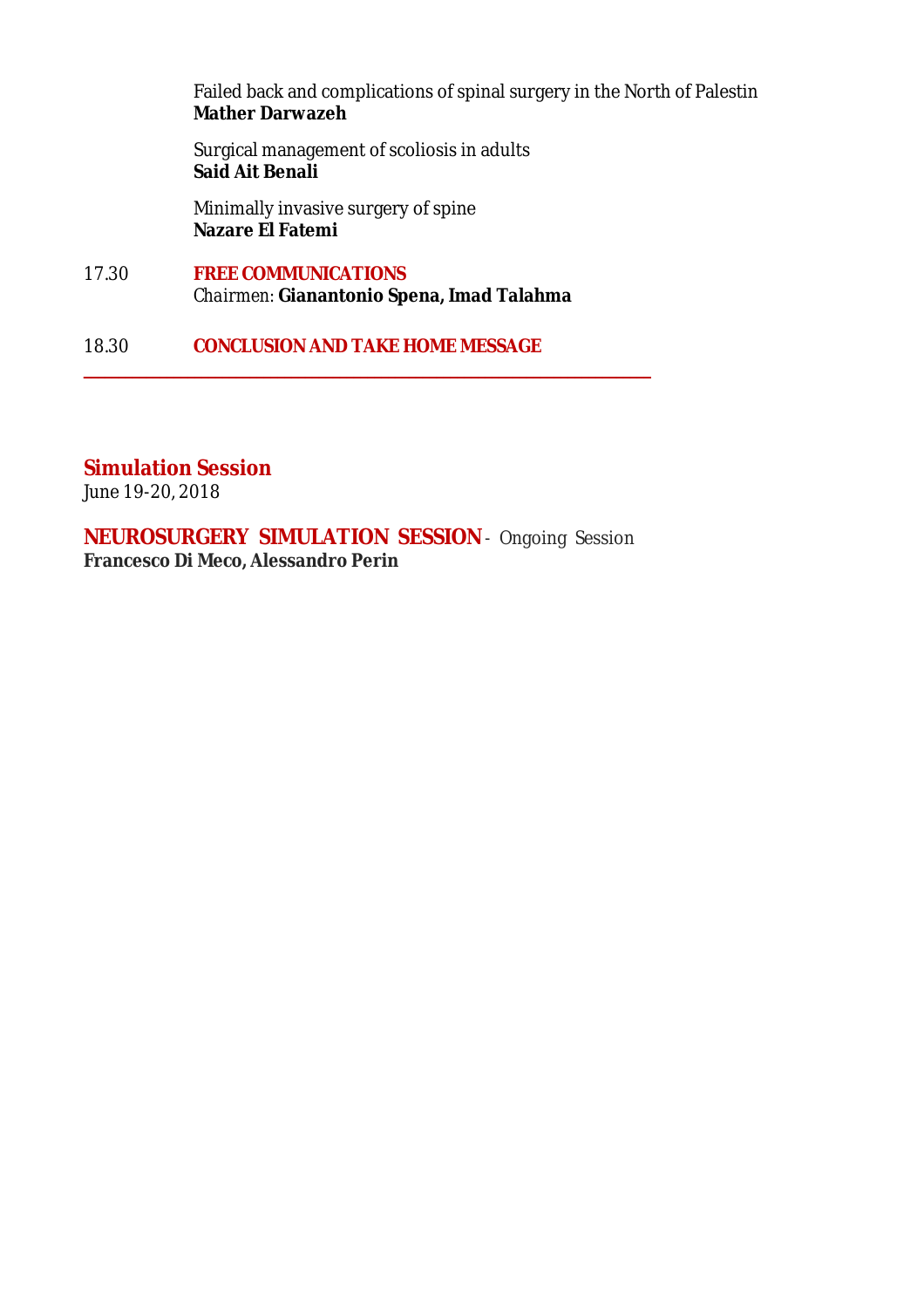Failed back and complications of spinal surgery in the North of Palestin
**Mather Darwazeh**

Surgical management of scoliosis in adults
**Said Ait Benali**

Minimally invasive surgery of spine
**Nazare El Fatemi**

17.30 **FREE COMMUNICATIONS**
*Chairmen:* **Gianantonio Spena, Imad Talahma**

18.30 **CONCLUSION AND TAKE HOME MESSAGE**

---

## Simulation Session

June 19-20, 2018

**NEUROSURGERY SIMULATION SESSION** - *Ongoing Session*
**Francesco Di Meco, Alessandro Perin**